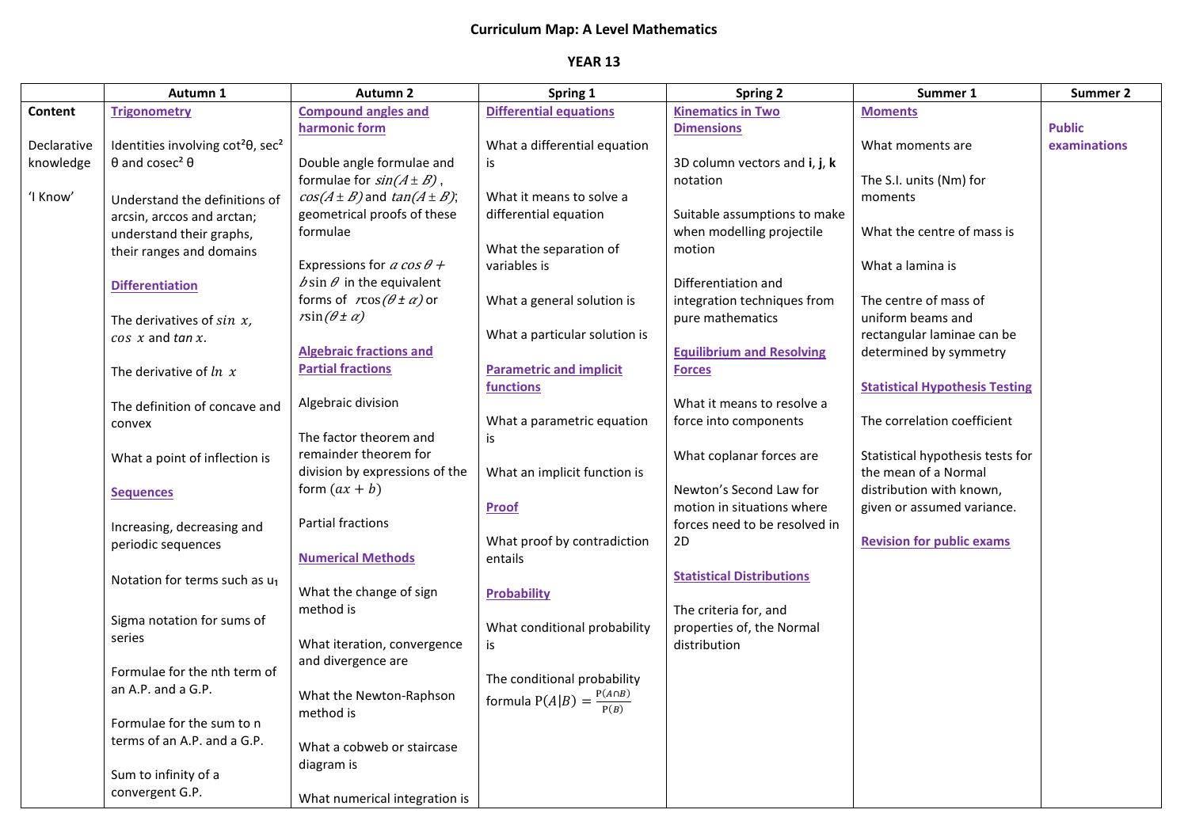**Curriculum Map: A Level Mathematics**

**YEAR 13**

| | Autumn 1 | Autumn 2 | Spring 1 | Spring 2 | Summer 1 | Summer 2 |
|---|---|---|---|---|---|---|
| **Content**<br><br>Declarative knowledge<br><br>'I Know' | **Trigonometry**<br><br>Identities involving $\cot^2\theta$, $\sec^2\theta$ and $\text{cosec}^2\theta$<br><br>Understand the definitions of arcsin, arccos and arctan; understand their graphs, their ranges and domains<br><br>**Differentiation**<br><br>The derivatives of $\sin x$, $\cos x$ and $\tan x$.<br><br>The derivative of $\ln x$<br><br>The definition of concave and convex<br><br>What a point of inflection is<br><br>**Sequences**<br><br>Increasing, decreasing and periodic sequences<br><br>Notation for terms such as $u_1$<br><br>Sigma notation for sums of series<br><br>Formulae for the nth term of an A.P. and a G.P.<br><br>Formulae for the sum to n terms of an A.P. and a G.P.<br><br>Sum to infinity of a convergent G.P. | **Compound angles and harmonic form**<br><br>Double angle formulae and formulae for $\sin(A \pm B)$, $\cos(A \pm B)$ and $\tan(A \pm B)$; geometrical proofs of these formulae<br><br>Expressions for $a\cos\theta + b\sin\theta$ in the equivalent forms of $r\cos(\theta \pm \alpha)$ or $r\sin(\theta \pm \alpha)$<br><br>**Algebraic fractions and Partial fractions**<br><br>Algebraic division<br><br>The factor theorem and remainder theorem for division by expressions of the form $(ax + b)$<br><br>Partial fractions<br><br>**Numerical Methods**<br><br>What the change of sign method is<br><br>What iteration, convergence and divergence are<br><br>What the Newton-Raphson method is<br><br>What a cobweb or staircase diagram is<br><br>What numerical integration is | **Differential equations**<br><br>What a differential equation is<br><br>What it means to solve a differential equation<br><br>What the separation of variables is<br><br>What a general solution is<br><br>What a particular solution is<br><br>**Parametric and implicit functions**<br><br>What a parametric equation is<br><br>What an implicit function is<br><br>**Proof**<br><br>What proof by contradiction entails<br><br>**Probability**<br><br>What conditional probability is<br><br>The conditional probability formula $P(A\|B) = \frac{P(A \cap B)}{P(B)}$ | **Kinematics in Two Dimensions**<br><br>3D column vectors and **i**, **j**, **k** notation<br><br>Suitable assumptions to make when modelling projectile motion<br><br>Differentiation and integration techniques from pure mathematics<br><br>**Equilibrium and Resolving Forces**<br><br>What it means to resolve a force into components<br><br>What coplanar forces are<br><br>Newton's Second Law for motion in situations where forces need to be resolved in 2D<br><br>**Statistical Distributions**<br><br>The criteria for, and properties of, the Normal distribution | **Moments**<br><br>What moments are<br><br>The S.I. units (Nm) for moments<br><br>What the centre of mass is<br><br>What a lamina is<br><br>The centre of mass of uniform beams and rectangular laminae can be determined by symmetry<br><br>**Statistical Hypothesis Testing**<br><br>The correlation coefficient<br><br>Statistical hypothesis tests for the mean of a Normal distribution with known, given or assumed variance.<br><br>**Revision for public exams** | **Public examinations** |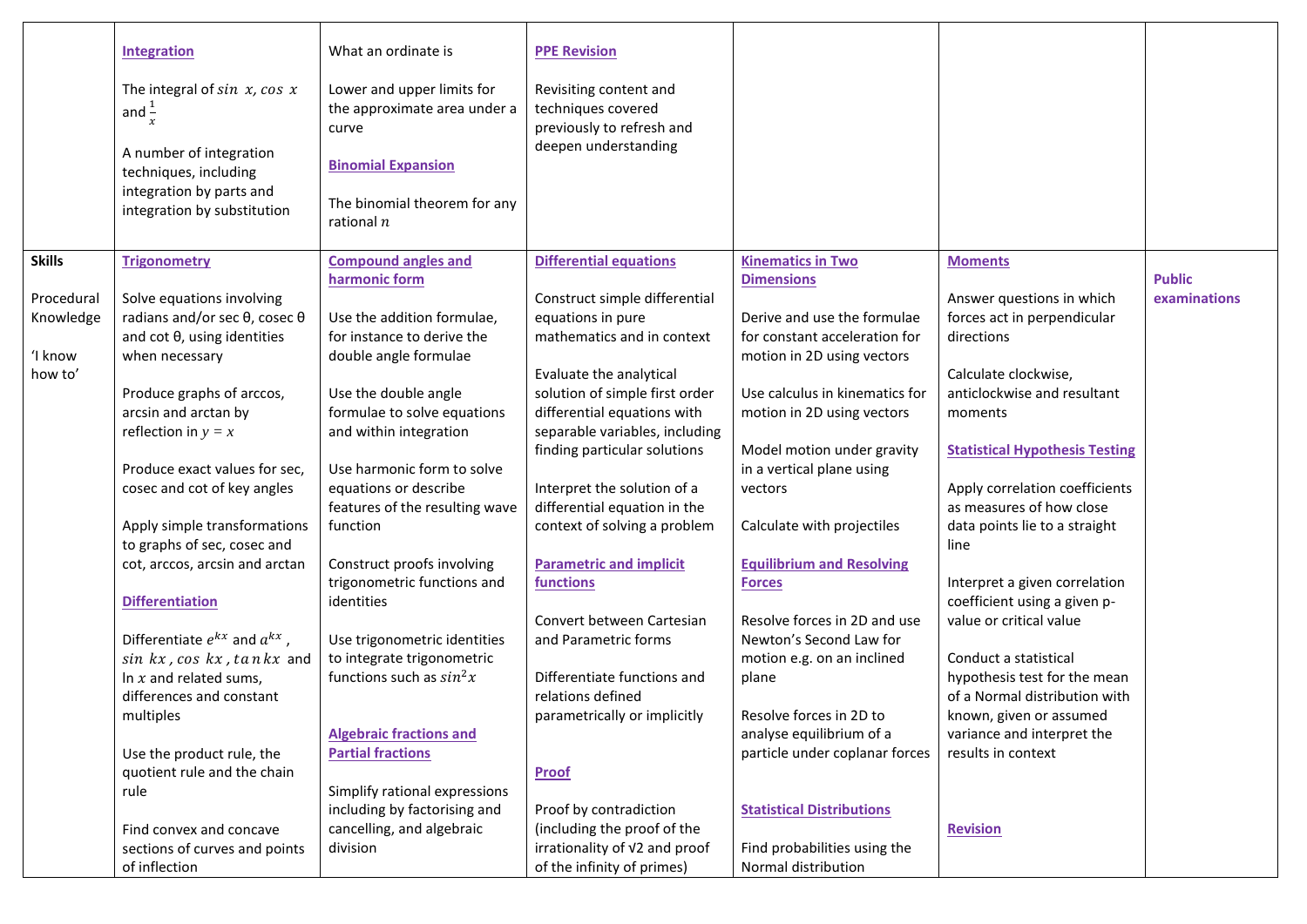|  | **Integration**<br><br>The integral of $\sin\ x, \cos\ x$ and $\frac{1}{x}$<br><br>A number of integration techniques, including integration by parts and integration by substitution | What an ordinate is<br><br>Lower and upper limits for the approximate area under a curve<br><br>**Binomial Expansion**<br><br>The binomial theorem for any rational $n$ | **PPE Revision**<br><br>Revisiting content and techniques covered previously to refresh and deepen understanding |  |  |  |
|---|---|---|---|---|---|---|
| **Skills**<br><br>Procedural Knowledge<br><br>'I know how to' | **Trigonometry**<br><br>Solve equations involving radians and/or sec θ, cosec θ and cot θ, using identities when necessary<br><br>Produce graphs of arccos, arcsin and arctan by reflection in $y = x$<br><br>Produce exact values for sec, cosec and cot of key angles<br><br>Apply simple transformations to graphs of sec, cosec and cot, arccos, arcsin and arctan<br><br>**Differentiation**<br><br>Differentiate $e^{kx}$ and $a^{kx}$, $\sin\ kx$, $\cos\ kx$, $\tan kx$ and $\ln x$ and related sums, differences and constant multiples<br><br>Use the product rule, the quotient rule and the chain rule<br><br>Find convex and concave sections of curves and points of inflection | **Compound angles and harmonic form**<br><br>Use the addition formulae, for instance to derive the double angle formulae<br><br>Use the double angle formulae to solve equations and within integration<br><br>Use harmonic form to solve equations or describe features of the resulting wave function<br><br>Construct proofs involving trigonometric functions and identities<br><br>Use trigonometric identities to integrate trigonometric functions such as $sin^2x$<br><br>**Algebraic fractions and Partial fractions**<br><br>Simplify rational expressions including by factorising and cancelling, and algebraic division | **Differential equations**<br><br>Construct simple differential equations in pure mathematics and in context<br><br>Evaluate the analytical solution of simple first order differential equations with separable variables, including finding particular solutions<br><br>Interpret the solution of a differential equation in the context of solving a problem<br><br>**Parametric and implicit functions**<br><br>Convert between Cartesian and Parametric forms<br><br>Differentiate functions and relations defined parametrically or implicitly<br><br>**Proof**<br><br>Proof by contradiction (including the proof of the irrationality of √2 and proof of the infinity of primes) | **Kinematics in Two Dimensions**<br><br>Derive and use the formulae for constant acceleration for motion in 2D using vectors<br><br>Use calculus in kinematics for motion in 2D using vectors<br><br>Model motion under gravity in a vertical plane using vectors<br><br>Calculate with projectiles<br><br>**Equilibrium and Resolving Forces**<br><br>Resolve forces in 2D and use Newton's Second Law for motion e.g. on an inclined plane<br><br>Resolve forces in 2D to analyse equilibrium of a particle under coplanar forces<br><br>**Statistical Distributions**<br><br>Find probabilities using the Normal distribution | **Moments**<br><br>Answer questions in which forces act in perpendicular directions<br><br>Calculate clockwise, anticlockwise and resultant moments<br><br>**Statistical Hypothesis Testing**<br><br>Apply correlation coefficients as measures of how close data points lie to a straight line<br><br>Interpret a given correlation coefficient using a given p-value or critical value<br><br>Conduct a statistical hypothesis test for the mean of a Normal distribution with known, given or assumed variance and interpret the results in context<br><br>**Revision** | **Public examinations** |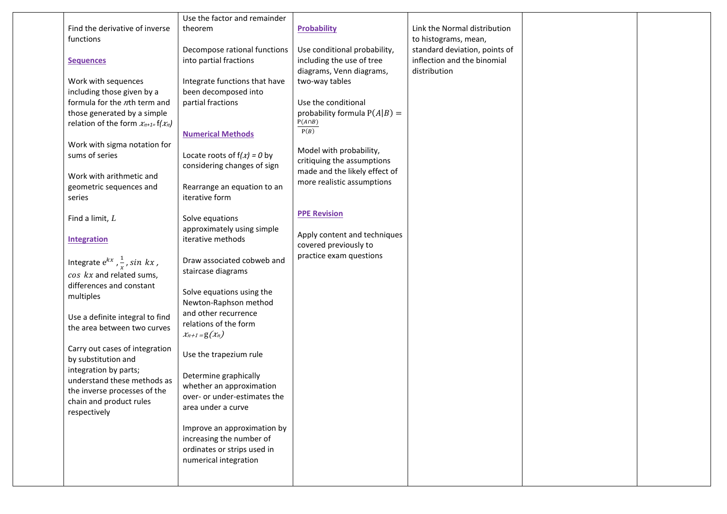| | | | | | | |
|---|---|---|---|---|---|---|
| | Find the derivative of inverse functions<br><br>**Sequences**<br><br>Work with sequences including those given by a formula for the $n$th term and those generated by a simple relation of the form $x_{n+1} = f(x_n)$<br><br>Work with sigma notation for sums of series<br><br>Work with arithmetic and geometric sequences and series<br><br>Find a limit, $L$<br><br>**Integration**<br><br>Integrate $e^{kx}$, $\frac{1}{x}$, $\sin kx$, $\cos kx$ and related sums, differences and constant multiples<br><br>Use a definite integral to find the area between two curves<br><br>Carry out cases of integration by substitution and integration by parts; understand these methods as the inverse processes of the chain and product rules respectively | Use the factor and remainder theorem<br><br>Decompose rational functions into partial fractions<br><br>Integrate functions that have been decomposed into partial fractions<br><br>**Numerical Methods**<br><br>Locate roots of $f(x) = 0$ by considering changes of sign<br><br>Rearrange an equation to an iterative form<br><br>Solve equations approximately using simple iterative methods<br><br>Draw associated cobweb and staircase diagrams<br><br>Solve equations using the Newton-Raphson method and other recurrence relations of the form $x_{n+1} = g(x_n)$<br><br>Use the trapezium rule<br><br>Determine graphically whether an approximation over- or under-estimates the area under a curve<br><br>Improve an approximation by increasing the number of ordinates or strips used in numerical integration | **Probability**<br><br>Use conditional probability, including the use of tree diagrams, Venn diagrams, two-way tables<br><br>Use the conditional probability formula $P(A\|B) = \frac{P(A \cap B)}{P(B)}$<br><br>Model with probability, critiquing the assumptions made and the likely effect of more realistic assumptions<br><br>**PPE Revision**<br><br>Apply content and techniques covered previously to practice exam questions | Link the Normal distribution to histograms, mean, standard deviation, points of inflection and the binomial distribution | | |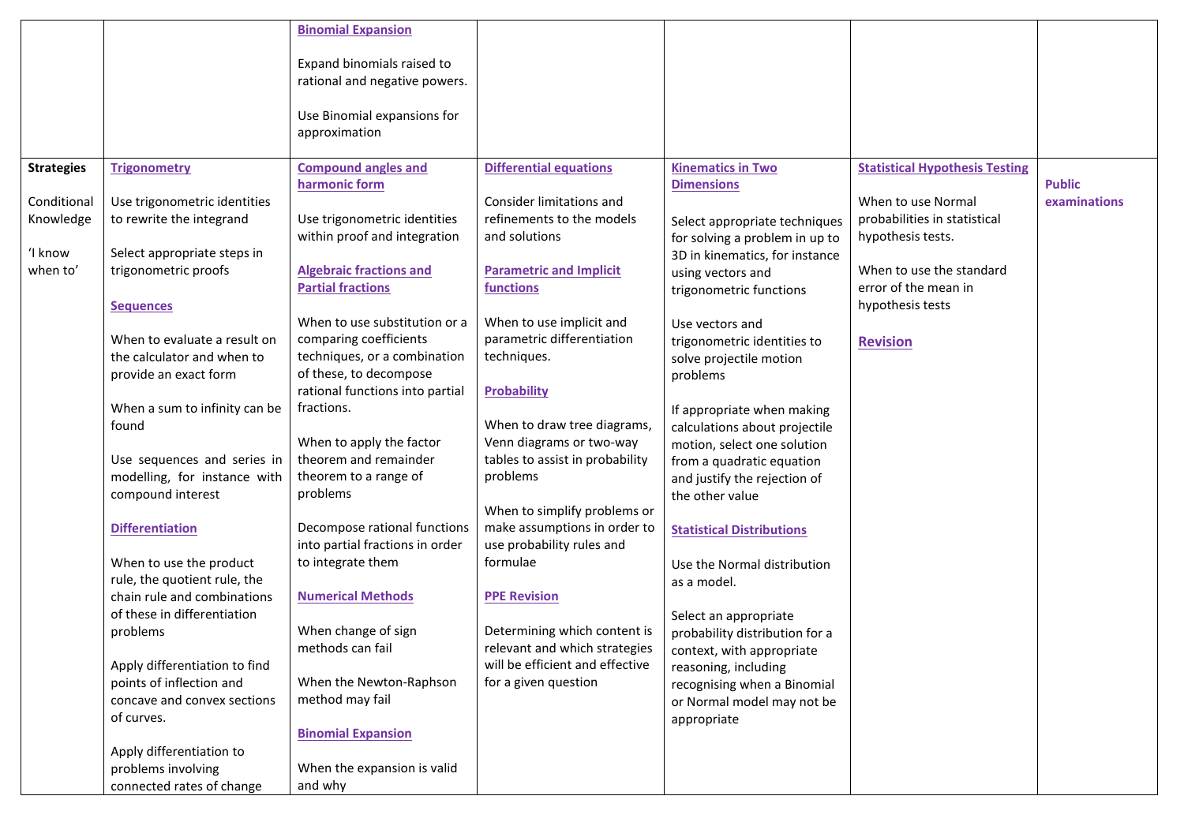| | | | | | | |
|---|---|---|---|---|---|---|
| | | **Binomial Expansion**<br><br>Expand binomials raised to rational and negative powers.<br><br>Use Binomial expansions for approximation | | | | |
| **Strategies**<br><br>Conditional Knowledge<br><br>'I know when to' | **Trigonometry**<br><br>Use trigonometric identities to rewrite the integrand<br><br>Select appropriate steps in trigonometric proofs<br><br>**Sequences**<br><br>When to evaluate a result on the calculator and when to provide an exact form<br><br>When a sum to infinity can be found<br><br>Use sequences and series in modelling, for instance with compound interest<br><br>**Differentiation**<br><br>When to use the product rule, the quotient rule, the chain rule and combinations of these in differentiation problems<br><br>Apply differentiation to find points of inflection and concave and convex sections of curves.<br><br>Apply differentiation to problems involving connected rates of change | **Compound angles and harmonic form**<br><br>Use trigonometric identities within proof and integration<br><br>**Algebraic fractions and Partial fractions**<br><br>When to use substitution or a comparing coefficients techniques, or a combination of these, to decompose rational functions into partial fractions.<br><br>When to apply the factor theorem and remainder theorem to a range of problems<br><br>Decompose rational functions into partial fractions in order to integrate them<br><br>**Numerical Methods**<br><br>When change of sign methods can fail<br><br>When the Newton-Raphson method may fail<br><br>**Binomial Expansion**<br><br>When the expansion is valid and why | **Differential equations**<br><br>Consider limitations and refinements to the models and solutions<br><br>**Parametric and Implicit functions**<br><br>When to use implicit and parametric differentiation techniques.<br><br>**Probability**<br><br>When to draw tree diagrams, Venn diagrams or two-way tables to assist in probability problems<br><br>When to simplify problems or make assumptions in order to use probability rules and formulae<br><br>**PPE Revision**<br><br>Determining which content is relevant and which strategies will be efficient and effective for a given question | **Kinematics in Two Dimensions**<br><br>Select appropriate techniques for solving a problem in up to 3D in kinematics, for instance using vectors and trigonometric functions<br><br>Use vectors and trigonometric identities to solve projectile motion problems<br><br>If appropriate when making calculations about projectile motion, select one solution from a quadratic equation and justify the rejection of the other value<br><br>**Statistical Distributions**<br><br>Use the Normal distribution as a model.<br><br>Select an appropriate probability distribution for a context, with appropriate reasoning, including recognising when a Binomial or Normal model may not be appropriate | **Statistical Hypothesis Testing**<br><br>When to use Normal probabilities in statistical hypothesis tests.<br><br>When to use the standard error of the mean in hypothesis tests<br><br>**Revision** | **Public examinations** |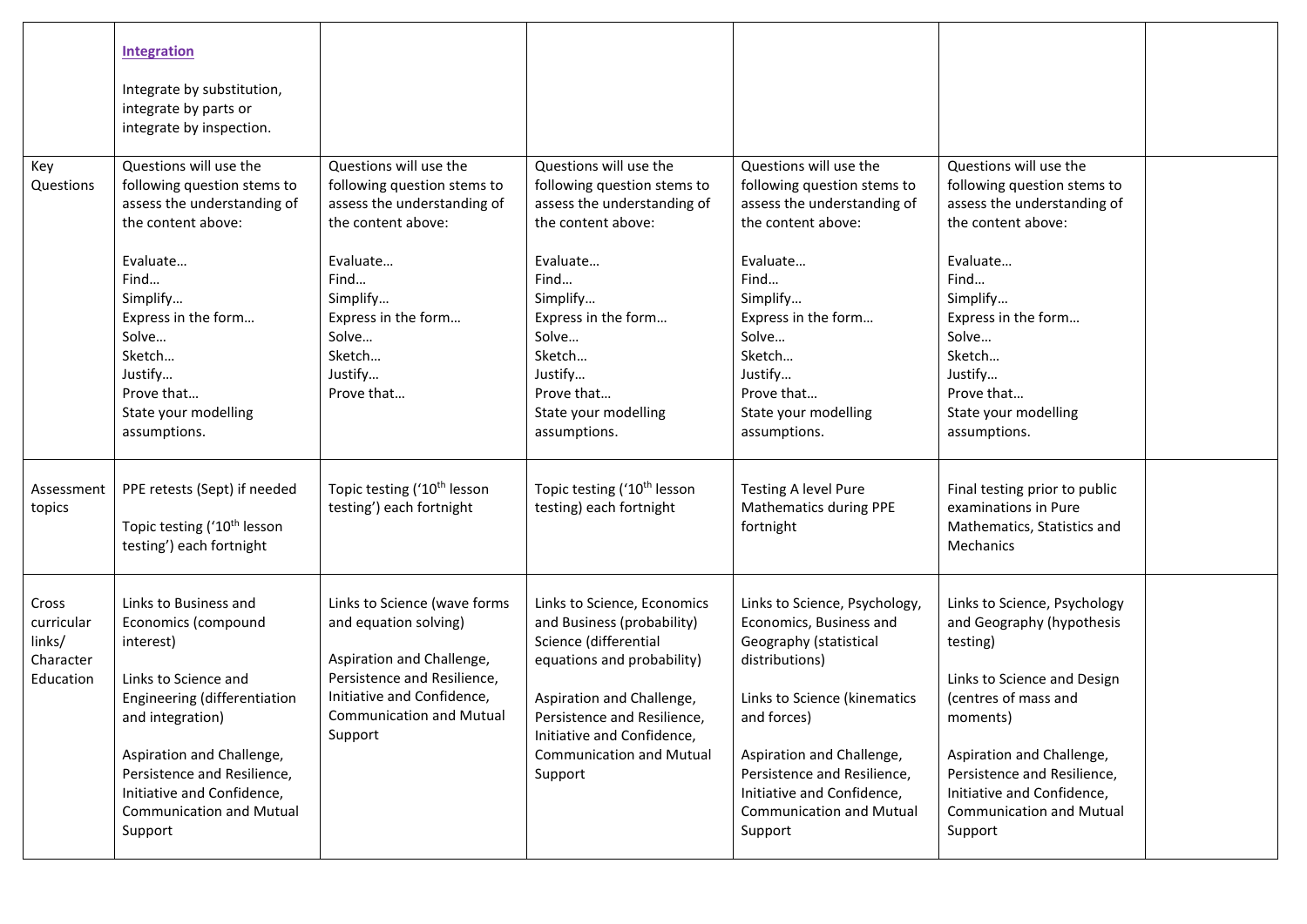| | | | | | | |
|---|---|---|---|---|---|---|
| | **Integration**<br><br>Integrate by substitution, integrate by parts or integrate by inspection. | | | | | |
| Key Questions | Questions will use the following question stems to assess the understanding of the content above:<br><br>Evaluate…<br>Find…<br>Simplify…<br>Express in the form…<br>Solve…<br>Sketch…<br>Justify…<br>Prove that…<br>State your modelling assumptions. | Questions will use the following question stems to assess the understanding of the content above:<br><br>Evaluate…<br>Find…<br>Simplify…<br>Express in the form…<br>Solve…<br>Sketch…<br>Justify…<br>Prove that… | Questions will use the following question stems to assess the understanding of the content above:<br><br>Evaluate…<br>Find…<br>Simplify…<br>Express in the form…<br>Solve…<br>Sketch…<br>Justify…<br>Prove that…<br>State your modelling assumptions. | Questions will use the following question stems to assess the understanding of the content above:<br><br>Evaluate…<br>Find…<br>Simplify…<br>Express in the form…<br>Solve…<br>Sketch…<br>Justify…<br>Prove that…<br>State your modelling assumptions. | Questions will use the following question stems to assess the understanding of the content above:<br><br>Evaluate…<br>Find…<br>Simplify…<br>Express in the form…<br>Solve…<br>Sketch…<br>Justify…<br>Prove that…<br>State your modelling assumptions. | |
| Assessment topics | PPE retests (Sept) if needed<br><br>Topic testing ('10th lesson testing') each fortnight | Topic testing ('10th lesson testing') each fortnight | Topic testing ('10th lesson testing) each fortnight | Testing A level Pure Mathematics during PPE fortnight | Final testing prior to public examinations in Pure Mathematics, Statistics and Mechanics | |
| Cross curricular links/ Character Education | Links to Business and Economics (compound interest)<br><br>Links to Science and Engineering (differentiation and integration)<br><br>Aspiration and Challenge, Persistence and Resilience, Initiative and Confidence, Communication and Mutual Support | Links to Science (wave forms and equation solving)<br><br>Aspiration and Challenge, Persistence and Resilience, Initiative and Confidence, Communication and Mutual Support | Links to Science, Economics and Business (probability) Science (differential equations and probability)<br><br>Aspiration and Challenge, Persistence and Resilience, Initiative and Confidence, Communication and Mutual Support | Links to Science, Psychology, Economics, Business and Geography (statistical distributions)<br><br>Links to Science (kinematics and forces)<br><br>Aspiration and Challenge, Persistence and Resilience, Initiative and Confidence, Communication and Mutual Support | Links to Science, Psychology and Geography (hypothesis testing)<br><br>Links to Science and Design (centres of mass and moments)<br><br>Aspiration and Challenge, Persistence and Resilience, Initiative and Confidence, Communication and Mutual Support | |